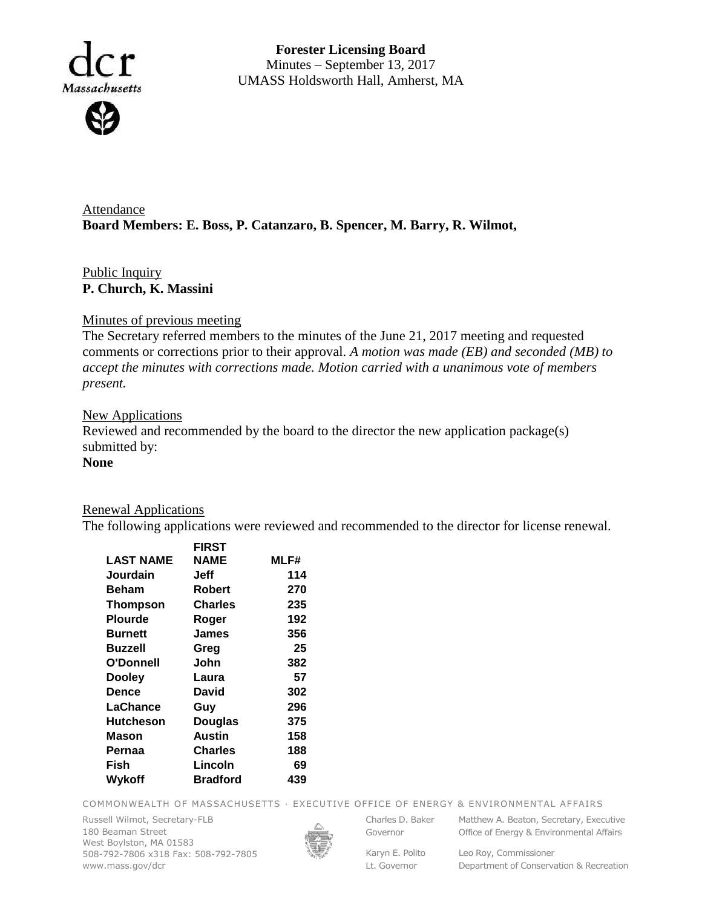**Forester Licensing Board**
Minutes – September 13, 2017
UMASS Holdsworth Hall, Amherst, MA

Attendance
**Board Members: E. Boss, P. Catanzaro, B. Spencer, M. Barry, R. Wilmot,**

Public Inquiry
**P. Church, K. Massini**

Minutes of previous meeting
The Secretary referred members to the minutes of the June 21, 2017 meeting and requested comments or corrections prior to their approval. *A motion was made (EB) and seconded (MB) to accept the minutes with corrections made. Motion carried with a unanimous vote of members present.*

New Applications
Reviewed and recommended by the board to the director the new application package(s) submitted by:
**None**

Renewal Applications
The following applications were reviewed and recommended to the director for license renewal.

| LAST NAME | FIRST NAME | MLF# |
|---|---|---|
| Jourdain | Jeff | 114 |
| Beham | Robert | 270 |
| Thompson | Charles | 235 |
| Plourde | Roger | 192 |
| Burnett | James | 356 |
| Buzzell | Greg | 25 |
| O'Donnell | John | 382 |
| Dooley | Laura | 57 |
| Dence | David | 302 |
| LaChance | Guy | 296 |
| Hutcheson | Douglas | 375 |
| Mason | Austin | 158 |
| Pernaa | Charles | 188 |
| Fish | Lincoln | 69 |
| Wykoff | Bradford | 439 |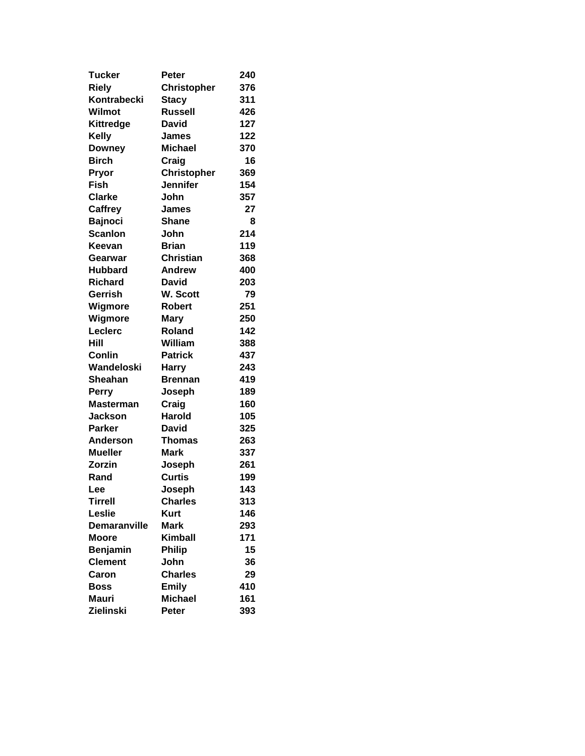| Tucker | Peter | 240 |
| --- | --- | --- |
| Riely | Christopher | 376 |
| Kontrabecki | Stacy | 311 |
| Wilmot | Russell | 426 |
| Kittredge | David | 127 |
| Kelly | James | 122 |
| Downey | Michael | 370 |
| Birch | Craig | 16 |
| Pryor | Christopher | 369 |
| Fish | Jennifer | 154 |
| Clarke | John | 357 |
| Caffrey | James | 27 |
| Bajnoci | Shane | 8 |
| Scanlon | John | 214 |
| Keevan | Brian | 119 |
| Gearwar | Christian | 368 |
| Hubbard | Andrew | 400 |
| Richard | David | 203 |
| Gerrish | W. Scott | 79 |
| Wigmore | Robert | 251 |
| Wigmore | Mary | 250 |
| Leclerc | Roland | 142 |
| Hill | William | 388 |
| Conlin | Patrick | 437 |
| Wandeloski | Harry | 243 |
| Sheahan | Brennan | 419 |
| Perry | Joseph | 189 |
| Masterman | Craig | 160 |
| Jackson | Harold | 105 |
| Parker | David | 325 |
| Anderson | Thomas | 263 |
| Mueller | Mark | 337 |
| Zorzin | Joseph | 261 |
| Rand | Curtis | 199 |
| Lee | Joseph | 143 |
| Tirrell | Charles | 313 |
| Leslie | Kurt | 146 |
| Demaranville | Mark | 293 |
| Moore | Kimball | 171 |
| Benjamin | Philip | 15 |
| Clement | John | 36 |
| Caron | Charles | 29 |
| Boss | Emily | 410 |
| Mauri | Michael | 161 |
| Zielinski | Peter | 393 |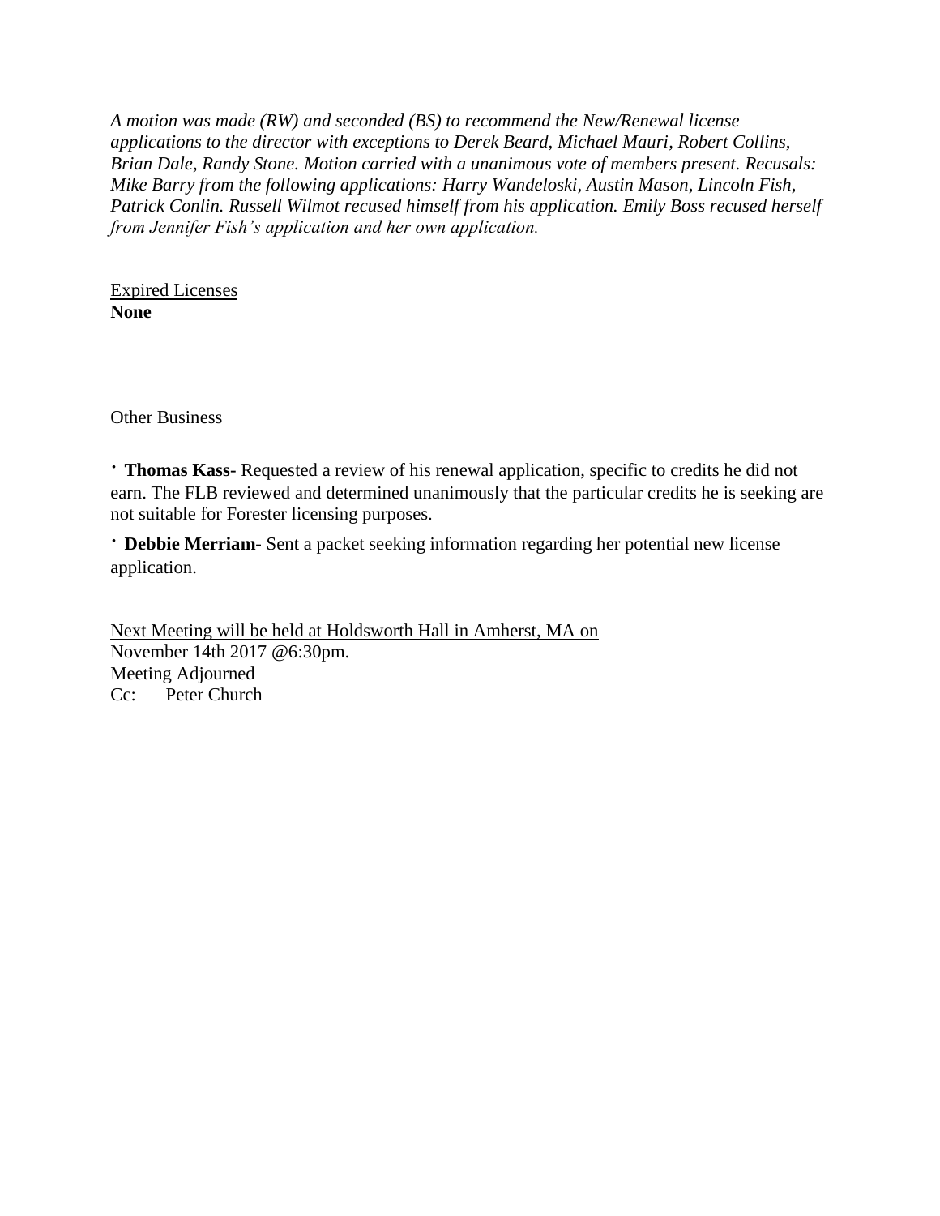*A motion was made (RW) and seconded (BS) to recommend the New/Renewal license applications to the director with exceptions to Derek Beard, Michael Mauri, Robert Collins, Brian Dale, Randy Stone. Motion carried with a unanimous vote of members present. Recusals: Mike Barry from the following applications: Harry Wandeloski, Austin Mason, Lincoln Fish, Patrick Conlin. Russell Wilmot recused himself from his application. Emily Boss recused herself from Jennifer Fish's application and her own application.*

<u>Expired Licenses</u>
**None**

<u>Other Business</u>

- **Thomas Kass-** Requested a review of his renewal application, specific to credits he did not earn. The FLB reviewed and determined unanimously that the particular credits he is seeking are not suitable for Forester licensing purposes.
- **Debbie Merriam-** Sent a packet seeking information regarding her potential new license application.

<u>Next Meeting will be held at Holdsworth Hall in Amherst, MA on</u>
November 14th 2017 @6:30pm.
Meeting Adjourned
Cc: Peter Church